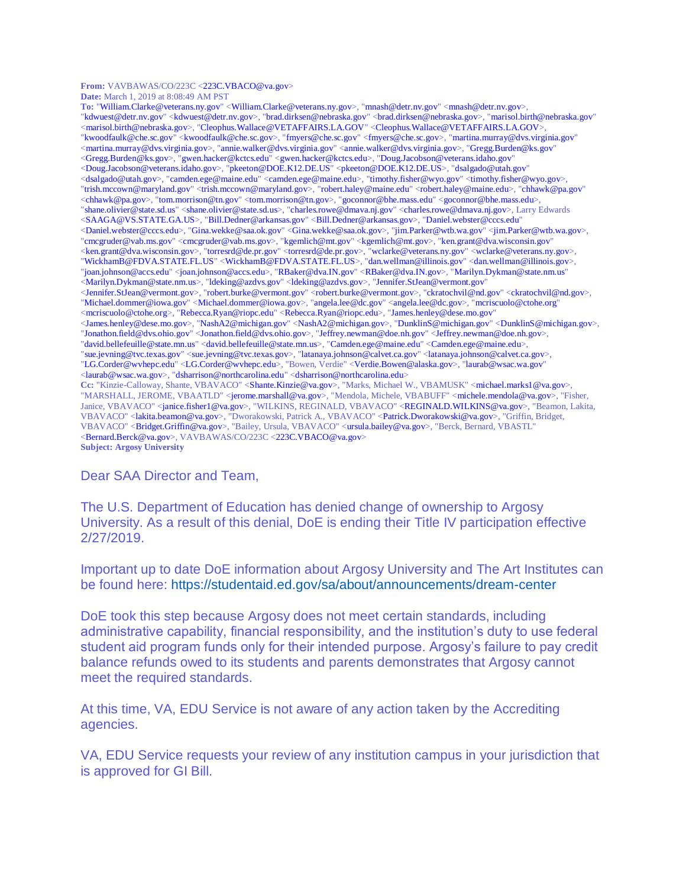**From:** VAVBAWAS/CO/223C <223C.VBACO@va.gov>
**Date:** March 1, 2019 at 8:08:49 AM PST
**To:** "William.Clarke@veterans.ny.gov" <William.Clarke@veterans.ny.gov>, "mnash@detr.nv.gov" <mnash@detr.nv.gov>, "kdwuest@detr.nv.gov" <kdwuest@detr.nv.gov>, "brad.dirksen@nebraska.gov" <brad.dirksen@nebraska.gov>, "marisol.birth@nebraska.gov" <marisol.birth@nebraska.gov>, "Cleophus.Wallace@VETAFFAIRS.LA.GOV" <Cleophus.Wallace@VETAFFAIRS.LA.GOV>, "kwoodfaulk@che.sc.gov" <kwoodfaulk@che.sc.gov>, "fmyers@che.sc.gov" <fmyers@che.sc.gov>, "martina.murray@dvs.virginia.gov" <martina.murray@dvs.virginia.gov>, "annie.walker@dvs.virginia.gov" <annie.walker@dvs.virginia.gov>, "Gregg.Burden@ks.gov" <Gregg.Burden@ks.gov>, "gwen.hacker@kctcs.edu" <gwen.hacker@kctcs.edu>, "Doug.Jacobson@veterans.idaho.gov" <Doug.Jacobson@veterans.idaho.gov>, "pkeeton@DOE.K12.DE.US" <pkeeton@DOE.K12.DE.US>, "dsalgado@utah.gov" <dsalgado@utah.gov>, "camden.ege@maine.edu" <camden.ege@maine.edu>, "timothy.fisher@wyo.gov" <timothy.fisher@wyo.gov>, "trish.mccown@maryland.gov" <trish.mccown@maryland.gov>, "robert.haley@maine.edu" <robert.haley@maine.edu>, "chhawk@pa.gov" <chhawk@pa.gov>, "tom.morrison@tn.gov" <tom.morrison@tn.gov>, "goconnor@bhe.mass.edu" <goconnor@bhe.mass.edu>, "shane.olivier@state.sd.us" <shane.olivier@state.sd.us>, "charles.rowe@dmava.nj.gov" <charles.rowe@dmava.nj.gov>, Larry Edwards <SAAGA@VS.STATE.GA.US>, "Bill.Dedner@arkansas.gov" <Bill.Dedner@arkansas.gov>, "Daniel.webster@cccs.edu" <Daniel.webster@cccs.edu>, "Gina.wekke@saa.ok.gov" <Gina.wekke@saa.ok.gov>, "jim.Parker@wtb.wa.gov" <jim.Parker@wtb.wa.gov>, "cmcgruder@vab.ms.gov" <cmcgruder@vab.ms.gov>, "kgemlich@mt.gov" <kgemlich@mt.gov>, "ken.grant@dva.wisconsin.gov" <ken.grant@dva.wisconsin.gov>, "torresrd@de.pr.gov" <torresrd@de.pr.gov>, "wclarke@veterans.ny.gov" <wclarke@veterans.ny.gov>, "WickhamB@FDVA.STATE.FL.US" <WickhamB@FDVA.STATE.FL.US>, "dan.wellman@illinois.gov" <dan.wellman@illinois.gov>, "joan.johnson@accs.edu" <joan.johnson@accs.edu>, "RBaker@dva.IN.gov" <RBaker@dva.IN.gov>, "Marilyn.Dykman@state.nm.us" <Marilyn.Dykman@state.nm.us>, "ldeking@azdvs.gov" <ldeking@azdvs.gov>, "Jennifer.StJean@vermont.gov" <Jennifer.StJean@vermont.gov>, "robert.burke@vermont.gov" <robert.burke@vermont.gov>, "ckratochvil@nd.gov" <ckratochvil@nd.gov>, "Michael.dommer@iowa.gov" <Michael.dommer@iowa.gov>, "angela.lee@dc.gov" <angela.lee@dc.gov>, "mcriscuolo@ctohe.org" <mcriscuolo@ctohe.org>, "Rebecca.Ryan@riopc.edu" <Rebecca.Ryan@riopc.edu>, "James.henley@dese.mo.gov" <James.henley@dese.mo.gov>, "NashA2@michigan.gov" <NashA2@michigan.gov>, "DunklinS@michigan.gov" <DunklinS@michigan.gov>, "Jonathon.field@dvs.ohio.gov" <Jonathon.field@dvs.ohio.gov>, "Jeffrey.newman@doe.nh.gov" <Jeffrey.newman@doe.nh.gov>, "david.bellefeuille@state.mn.us" <david.bellefeuille@state.mn.us>, "Camden.ege@maine.edu" <Camden.ege@maine.edu>, "sue.jevning@tvc.texas.gov" <sue.jevning@tvc.texas.gov>, "latanaya.johnson@calvet.ca.gov" <latanaya.johnson@calvet.ca.gov>, "LG.Corder@wvhepc.edu" <LG.Corder@wvhepc.edu>, "Bowen, Verdie" <Verdie.Bowen@alaska.gov>, "laurab@wsac.wa.gov" <laurab@wsac.wa.gov>, "dsharrison@northcarolina.edu" <dsharrison@northcarolina.edu>
**Cc:** "Kinzie-Calloway, Shante, VBAVACO" <Shante.Kinzie@va.gov>, "Marks, Michael W., VBAMUSK" <michael.marks1@va.gov>, "MARSHALL, JEROME, VBAATLD" <jerome.marshall@va.gov>, "Mendola, Michele, VBABUFF" <michele.mendola@va.gov>, "Fisher, Janice, VBAVACO" <janice.fisher1@va.gov>, "WILKINS, REGINALD, VBAVACO" <REGINALD.WILKINS@va.gov>, "Beamon, Lakita, VBAVACO" <lakita.beamon@va.gov>, "Dworakowski, Patrick A., VBAVACO" <Patrick.Dworakowski@va.gov>, "Griffin, Bridget, VBAVACO" <Bridget.Griffin@va.gov>, "Bailey, Ursula, VBAVACO" <ursula.bailey@va.gov>, "Berck, Bernard, VBASTL" <Bernard.Berck@va.gov>, VAVBAWAS/CO/223C <223C.VBACO@va.gov>
**Subject: Argosy University**

Dear SAA Director and Team,

The U.S. Department of Education has denied change of ownership to Argosy University. As a result of this denial, DoE is ending their Title IV participation effective 2/27/2019.

Important up to date DoE information about Argosy University and The Art Institutes can be found here: https://studentaid.ed.gov/sa/about/announcements/dream-center

DoE took this step because Argosy does not meet certain standards, including administrative capability, financial responsibility, and the institution's duty to use federal student aid program funds only for their intended purpose. Argosy's failure to pay credit balance refunds owed to its students and parents demonstrates that Argosy cannot meet the required standards.

At this time, VA, EDU Service is not aware of any action taken by the Accrediting agencies.

VA, EDU Service requests your review of any institution campus in your jurisdiction that is approved for GI Bill.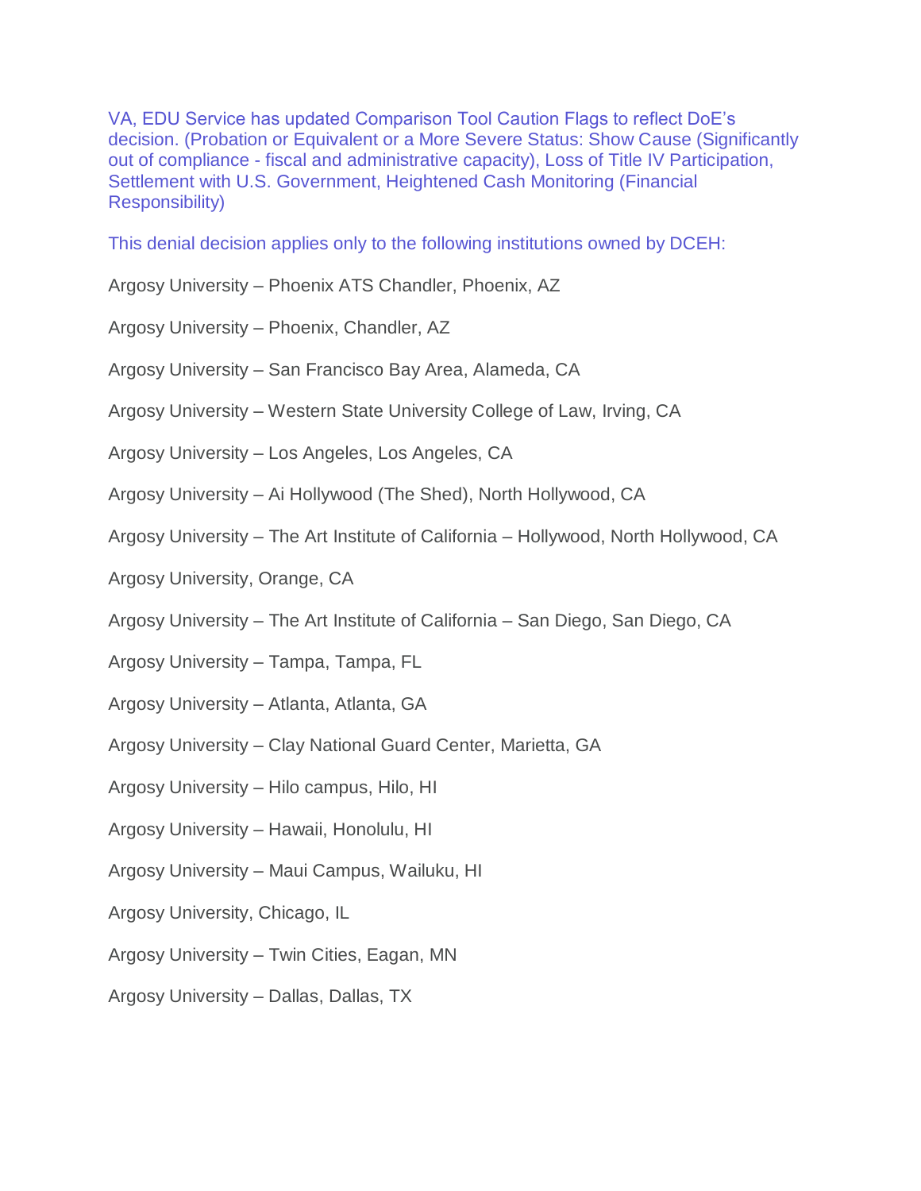VA, EDU Service has updated Comparison Tool Caution Flags to reflect DoE's decision. (Probation or Equivalent or a More Severe Status: Show Cause (Significantly out of compliance - fiscal and administrative capacity), Loss of Title IV Participation, Settlement with U.S. Government, Heightened Cash Monitoring (Financial Responsibility)

This denial decision applies only to the following institutions owned by DCEH:

Argosy University – Phoenix ATS Chandler, Phoenix, AZ

Argosy University – Phoenix, Chandler, AZ

Argosy University – San Francisco Bay Area, Alameda, CA

Argosy University – Western State University College of Law, Irving, CA

Argosy University – Los Angeles, Los Angeles, CA

Argosy University – Ai Hollywood (The Shed), North Hollywood, CA

Argosy University – The Art Institute of California – Hollywood, North Hollywood, CA

Argosy University, Orange, CA

Argosy University – The Art Institute of California – San Diego, San Diego, CA

Argosy University – Tampa, Tampa, FL

Argosy University – Atlanta, Atlanta, GA

Argosy University – Clay National Guard Center, Marietta, GA

Argosy University – Hilo campus, Hilo, HI

Argosy University – Hawaii, Honolulu, HI

Argosy University – Maui Campus, Wailuku, HI

Argosy University, Chicago, IL

Argosy University – Twin Cities, Eagan, MN

Argosy University – Dallas, Dallas, TX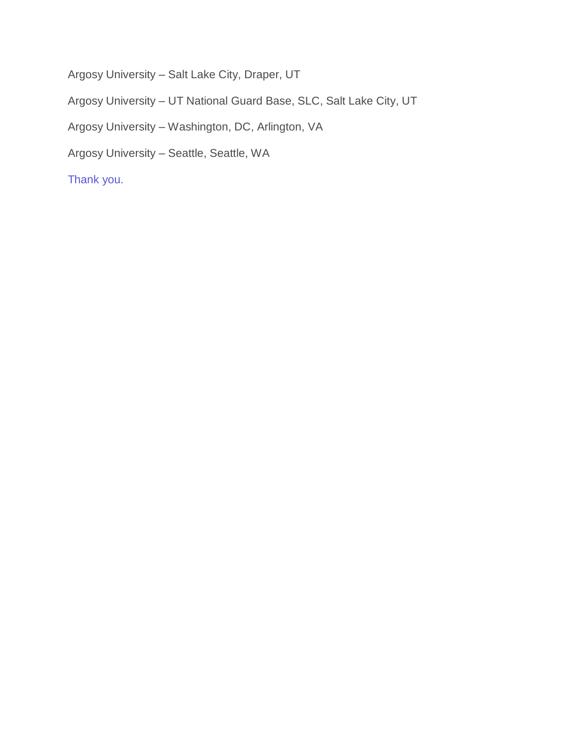Argosy University – Salt Lake City, Draper, UT

Argosy University – UT National Guard Base, SLC, Salt Lake City, UT

Argosy University – Washington, DC, Arlington, VA

Argosy University – Seattle, Seattle, WA

Thank you.